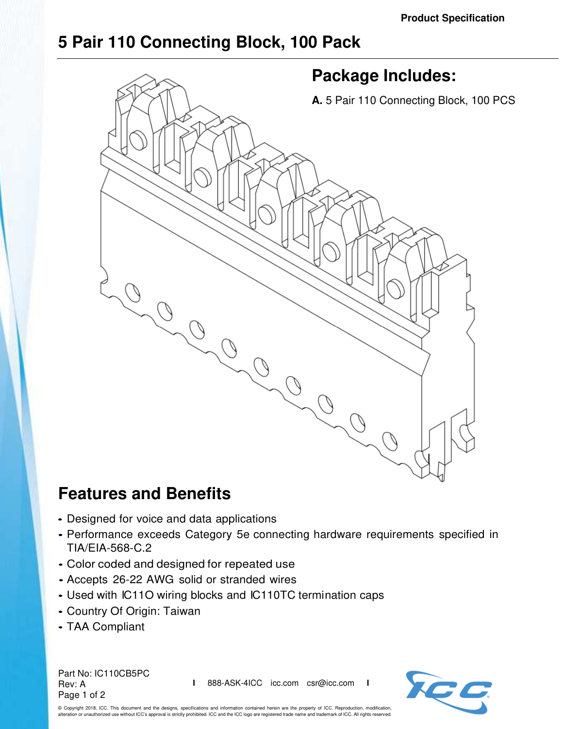Product Specification

# 5 Pair 110 Connecting Block, 100 Pack

## Package Includes:

**A.** 5 Pair 110 Connecting Block, 100 PCS

## Features and Benefits

- Designed for voice and data applications
- Performance exceeds Category 5e connecting hardware requirements specified in TIA/EIA-568-C.2
- Color coded and designed for repeated use
- Accepts 26-22 AWG solid or stranded wires
- Used with IC110 wiring blocks and IC110TC termination caps
- Country Of Origin: Taiwan
- TAA Compliant

Part No: IC110CB5PC
Rev: A

888-ASK-4ICC icc.com csr@icc.com

© Copyright 2018, ICC. This document and the designs, specifications and information contained herein are the property of ICC. Reproduction, modification, alteration or unauthorized use without ICC's approval is strictly prohibited. ICC and the ICC logo are registered trade name and trademark of ICC. All rights reserved.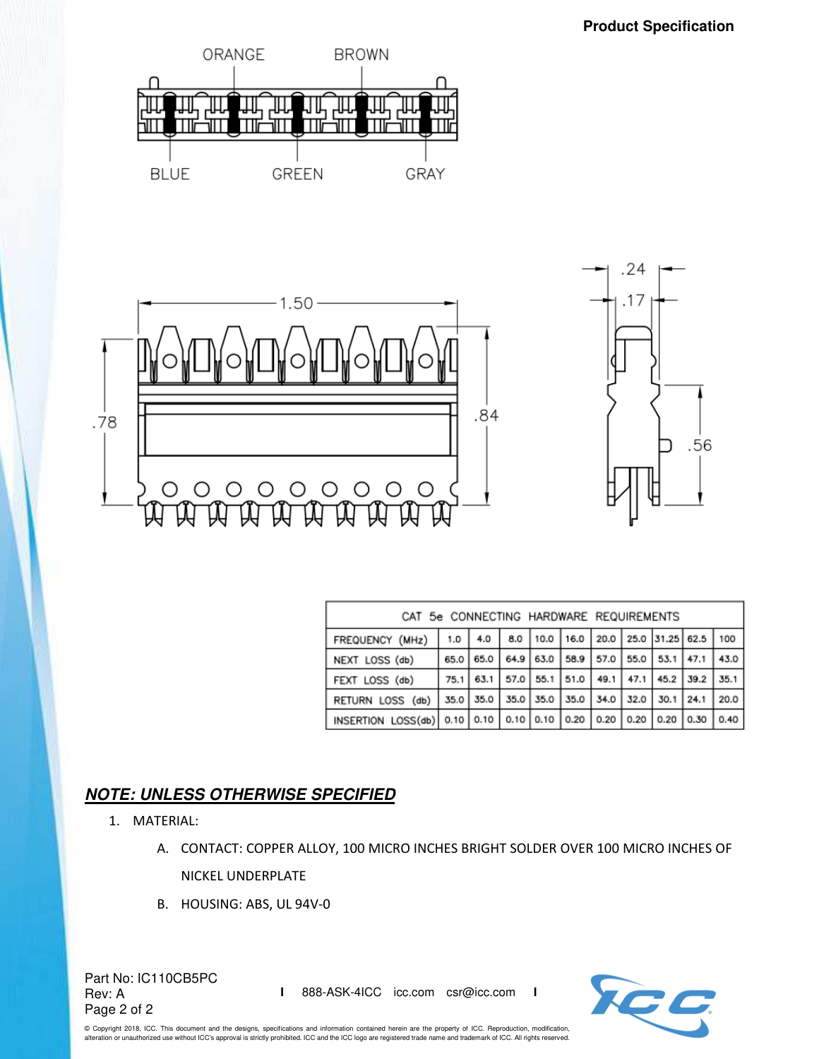ORANGE
BROWN
BLUE
GREEN
GRAY

1.50
.78
.84
.24
.17
.56

| CAT 5e CONNECTING HARDWARE REQUIREMENTS | | | | | | | | | | |
|---|---|---|---|---|---|---|---|---|---|---|
| FREQUENCY (MHz) | 1.0 | 4.0 | 8.0 | 10.0 | 16.0 | 20.0 | 25.0 | 31.25 | 62.5 | 100 |
| NEXT LOSS (db) | 65.0 | 65.0 | 64.9 | 63.0 | 58.9 | 57.0 | 55.0 | 53.1 | 47.1 | 43.0 |
| FEXT LOSS (db) | 75.1 | 63.1 | 57.0 | 55.1 | 51.0 | 49.1 | 47.1 | 45.2 | 39.2 | 35.1 |
| RETURN LOSS (db) | 35.0 | 35.0 | 35.0 | 35.0 | 35.0 | 34.0 | 32.0 | 30.1 | 24.1 | 20.0 |
| INSERTION LOSS(db) | 0.10 | 0.10 | 0.10 | 0.10 | 0.20 | 0.20 | 0.20 | 0.20 | 0.30 | 0.40 |

***NOTE: UNLESS OTHERWISE SPECIFIED***

1. MATERIAL:
   A. CONTACT: COPPER ALLOY, 100 MICRO INCHES BRIGHT SOLDER OVER 100 MICRO INCHES OF NICKEL UNDERPLATE
   B. HOUSING: ABS, UL 94V-0

Part No: IC110CB5PC
Rev: A

888-ASK-4ICC icc.com csr@icc.com

© Copyright 2018, ICC. This document and the designs, specifications and information contained herein are the property of ICC. Reproduction, modification, alteration or unauthorized use without ICC's approval is strictly prohibited. ICC and the ICC logo are registered trade name and trademark of ICC. All rights reserved.